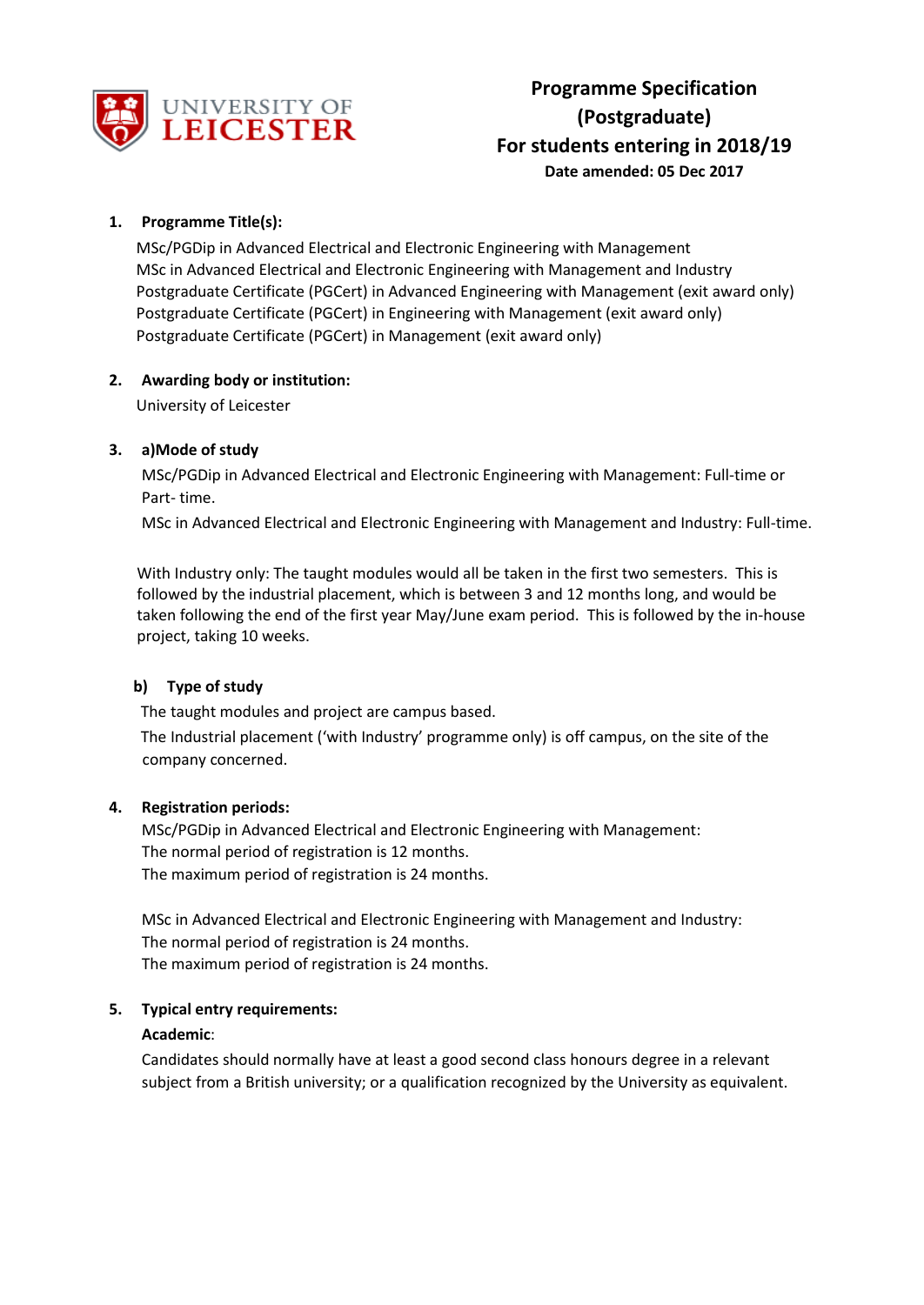# Programme Specification (Postgraduate)

## For students entering in 2018/19

**Date amended: 05 Dec 2017**

1. **Programme Title(s):**

   MSc/PGDip in Advanced Electrical and Electronic Engineering with Management
   MSc in Advanced Electrical and Electronic Engineering with Management and Industry
   Postgraduate Certificate (PGCert) in Advanced Engineering with Management (exit award only)
   Postgraduate Certificate (PGCert) in Engineering with Management (exit award only)
   Postgraduate Certificate (PGCert) in Management (exit award only)

2. **Awarding body or institution:**

   University of Leicester

3. **a)Mode of study**

   MSc/PGDip in Advanced Electrical and Electronic Engineering with Management: Full-time or Part- time.

   MSc in Advanced Electrical and Electronic Engineering with Management and Industry: Full-time.

   With Industry only: The taught modules would all be taken in the first two semesters. This is followed by the industrial placement, which is between 3 and 12 months long, and would be taken following the end of the first year May/June exam period. This is followed by the in-house project, taking 10 weeks.

   **b) Type of study**

   The taught modules and project are campus based.

   The Industrial placement ('with Industry' programme only) is off campus, on the site of the company concerned.

4. **Registration periods:**

   MSc/PGDip in Advanced Electrical and Electronic Engineering with Management:
   The normal period of registration is 12 months.
   The maximum period of registration is 24 months.

   MSc in Advanced Electrical and Electronic Engineering with Management and Industry:
   The normal period of registration is 24 months.
   The maximum period of registration is 24 months.

5. **Typical entry requirements:**

   **Academic**:

   Candidates should normally have at least a good second class honours degree in a relevant subject from a British university; or a qualification recognized by the University as equivalent.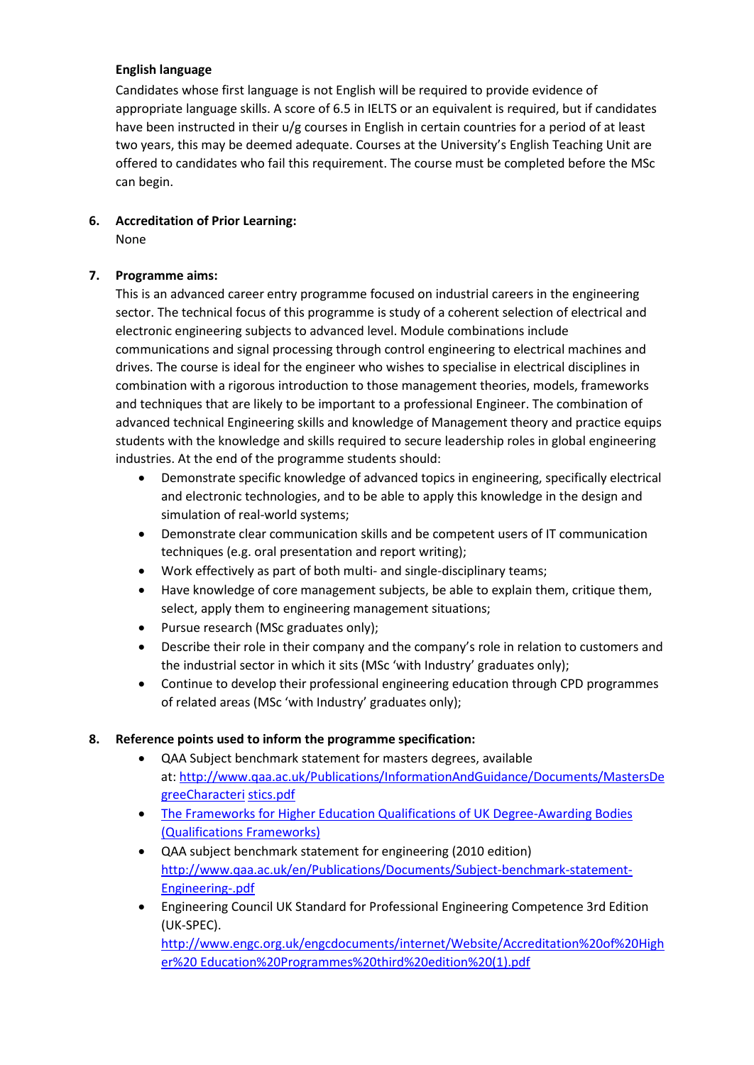**English language**

Candidates whose first language is not English will be required to provide evidence of appropriate language skills. A score of 6.5 in IELTS or an equivalent is required, but if candidates have been instructed in their u/g courses in English in certain countries for a period of at least two years, this may be deemed adequate. Courses at the University's English Teaching Unit are offered to candidates who fail this requirement. The course must be completed before the MSc can begin.

6. **Accreditation of Prior Learning:**

   None

7. **Programme aims:**

   This is an advanced career entry programme focused on industrial careers in the engineering sector. The technical focus of this programme is study of a coherent selection of electrical and electronic engineering subjects to advanced level. Module combinations include communications and signal processing through control engineering to electrical machines and drives. The course is ideal for the engineer who wishes to specialise in electrical disciplines in combination with a rigorous introduction to those management theories, models, frameworks and techniques that are likely to be important to a professional Engineer. The combination of advanced technical Engineering skills and knowledge of Management theory and practice equips students with the knowledge and skills required to secure leadership roles in global engineering industries. At the end of the programme students should:

   - Demonstrate specific knowledge of advanced topics in engineering, specifically electrical and electronic technologies, and to be able to apply this knowledge in the design and simulation of real-world systems;
   - Demonstrate clear communication skills and be competent users of IT communication techniques (e.g. oral presentation and report writing);
   - Work effectively as part of both multi- and single-disciplinary teams;
   - Have knowledge of core management subjects, be able to explain them, critique them, select, apply them to engineering management situations;
   - Pursue research (MSc graduates only);
   - Describe their role in their company and the company's role in relation to customers and the industrial sector in which it sits (MSc 'with Industry' graduates only);
   - Continue to develop their professional engineering education through CPD programmes of related areas (MSc 'with Industry' graduates only);

8. **Reference points used to inform the programme specification:**

   - QAA Subject benchmark statement for masters degrees, available at: http://www.qaa.ac.uk/Publications/InformationAndGuidance/Documents/MastersDegreeCharacteri stics.pdf
   - The Frameworks for Higher Education Qualifications of UK Degree-Awarding Bodies (Qualifications Frameworks)
   - QAA subject benchmark statement for engineering (2010 edition) http://www.qaa.ac.uk/en/Publications/Documents/Subject-benchmark-statement-Engineering-.pdf
   - Engineering Council UK Standard for Professional Engineering Competence 3rd Edition (UK-SPEC). http://www.engc.org.uk/engcdocuments/internet/Website/Accreditation%20of%20Higher%20 Education%20Programmes%20third%20edition%20(1).pdf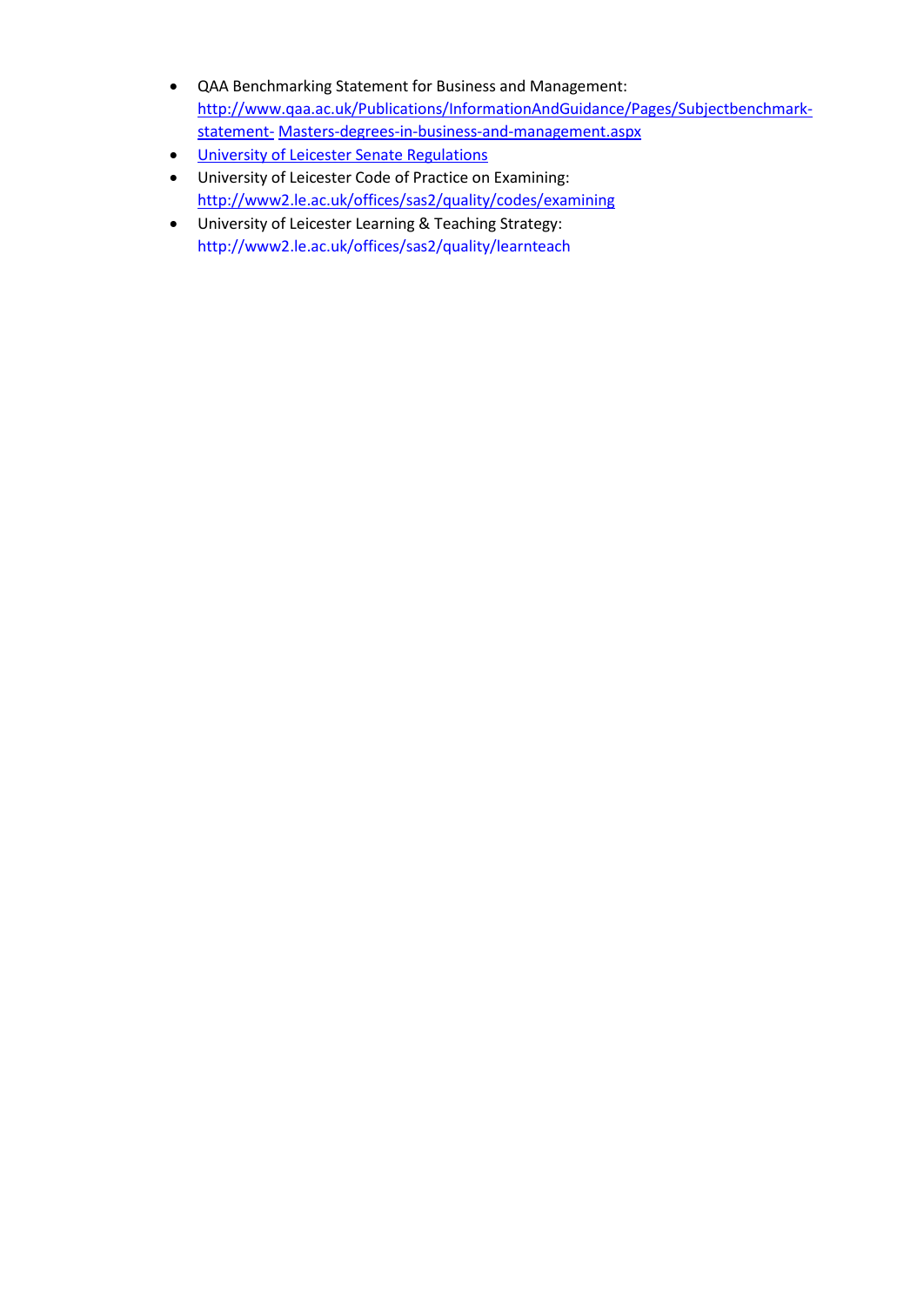- QAA Benchmarking Statement for Business and Management: http://www.qaa.ac.uk/Publications/InformationAndGuidance/Pages/Subjectbenchmark-statement- Masters-degrees-in-business-and-management.aspx
- University of Leicester Senate Regulations
- University of Leicester Code of Practice on Examining: http://www2.le.ac.uk/offices/sas2/quality/codes/examining
- University of Leicester Learning & Teaching Strategy: http://www2.le.ac.uk/offices/sas2/quality/learnteach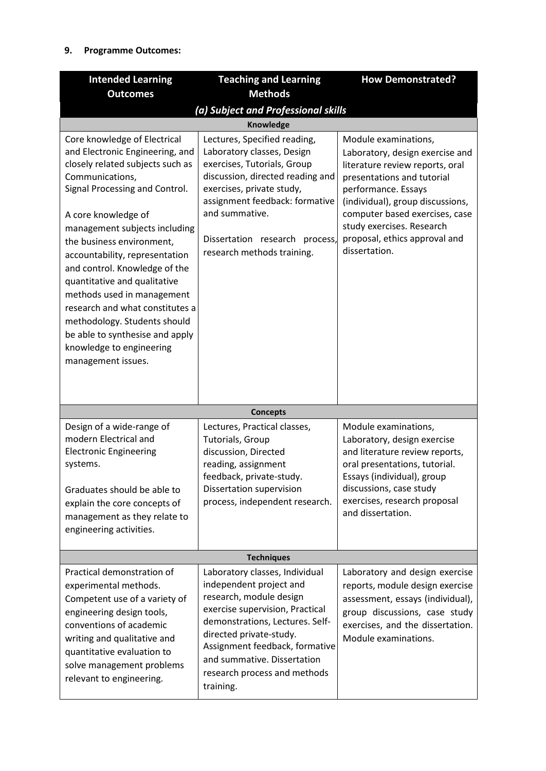### 9. Programme Outcomes:

| Intended Learning Outcomes | Teaching and Learning Methods | How Demonstrated? |
|---|---|---|
| ***(a) Subject and Professional skills*** | | |
| **Knowledge** | | |
| Core knowledge of Electrical and Electronic Engineering, and closely related subjects such as Communications, Signal Processing and Control.<br><br>A core knowledge of management subjects including the business environment, accountability, representation and control. Knowledge of the quantitative and qualitative methods used in management research and what constitutes a methodology. Students should be able to synthesise and apply knowledge to engineering management issues. | Lectures, Specified reading, Laboratory classes, Design exercises, Tutorials, Group discussion, directed reading and exercises, private study, assignment feedback: formative and summative.<br><br>Dissertation research process, research methods training. | Module examinations, Laboratory, design exercise and literature review reports, oral presentations and tutorial performance. Essays (individual), group discussions, computer based exercises, case study exercises. Research proposal, ethics approval and dissertation. |
| **Concepts** | | |
| Design of a wide-range of modern Electrical and Electronic Engineering systems.<br><br>Graduates should be able to explain the core concepts of management as they relate to engineering activities. | Lectures, Practical classes, Tutorials, Group discussion, Directed reading, assignment feedback, private-study. Dissertation supervision process, independent research. | Module examinations, Laboratory, design exercise and literature review reports, oral presentations, tutorial. Essays (individual), group discussions, case study exercises, research proposal and dissertation. |
| **Techniques** | | |
| Practical demonstration of experimental methods. Competent use of a variety of engineering design tools, conventions of academic writing and qualitative and quantitative evaluation to solve management problems relevant to engineering. | Laboratory classes, Individual independent project and research, module design exercise supervision, Practical demonstrations, Lectures. Self-directed private-study. Assignment feedback, formative and summative. Dissertation research process and methods training. | Laboratory and design exercise reports, module design exercise assessment, essays (individual), group discussions, case study exercises, and the dissertation. Module examinations. |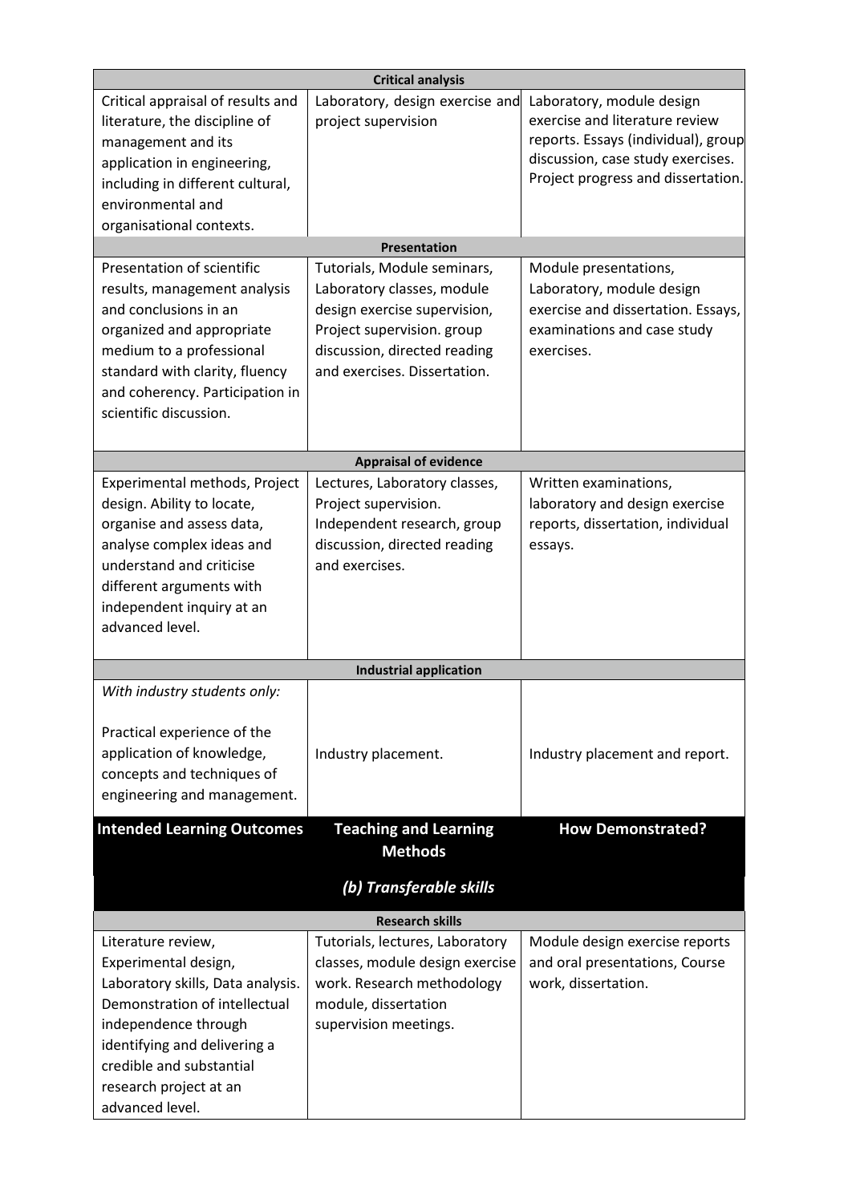| Critical analysis | | |
|---|---|---|
| Critical appraisal of results and literature, the discipline of management and its application in engineering, including in different cultural, environmental and organisational contexts. | Laboratory, design exercise and project supervision | Laboratory, module design exercise and literature review reports. Essays (individual), group discussion, case study exercises. Project progress and dissertation. |
| **Presentation** | | |
| Presentation of scientific results, management analysis and conclusions in an organized and appropriate medium to a professional standard with clarity, fluency and coherency. Participation in scientific discussion. | Tutorials, Module seminars, Laboratory classes, module design exercise supervision, Project supervision. group discussion, directed reading and exercises. Dissertation. | Module presentations, Laboratory, module design exercise and dissertation. Essays, examinations and case study exercises. |
| **Appraisal of evidence** | | |
| Experimental methods, Project design. Ability to locate, organise and assess data, analyse complex ideas and understand and criticise different arguments with independent inquiry at an advanced level. | Lectures, Laboratory classes, Project supervision. Independent research, group discussion, directed reading and exercises. | Written examinations, laboratory and design exercise reports, dissertation, individual essays. |
| **Industrial application** | | |
| *With industry students only:* Practical experience of the application of knowledge, concepts and techniques of engineering and management. | Industry placement. | Industry placement and report. |

| Intended Learning Outcomes | Teaching and Learning Methods | How Demonstrated? |
|---|---|---|
| ***(b) Transferable skills*** | | |
| **Research skills** | | |
| Literature review, Experimental design, Laboratory skills, Data analysis. Demonstration of intellectual independence through identifying and delivering a credible and substantial research project at an advanced level. | Tutorials, lectures, Laboratory classes, module design exercise work. Research methodology module, dissertation supervision meetings. | Module design exercise reports and oral presentations, Course work, dissertation. |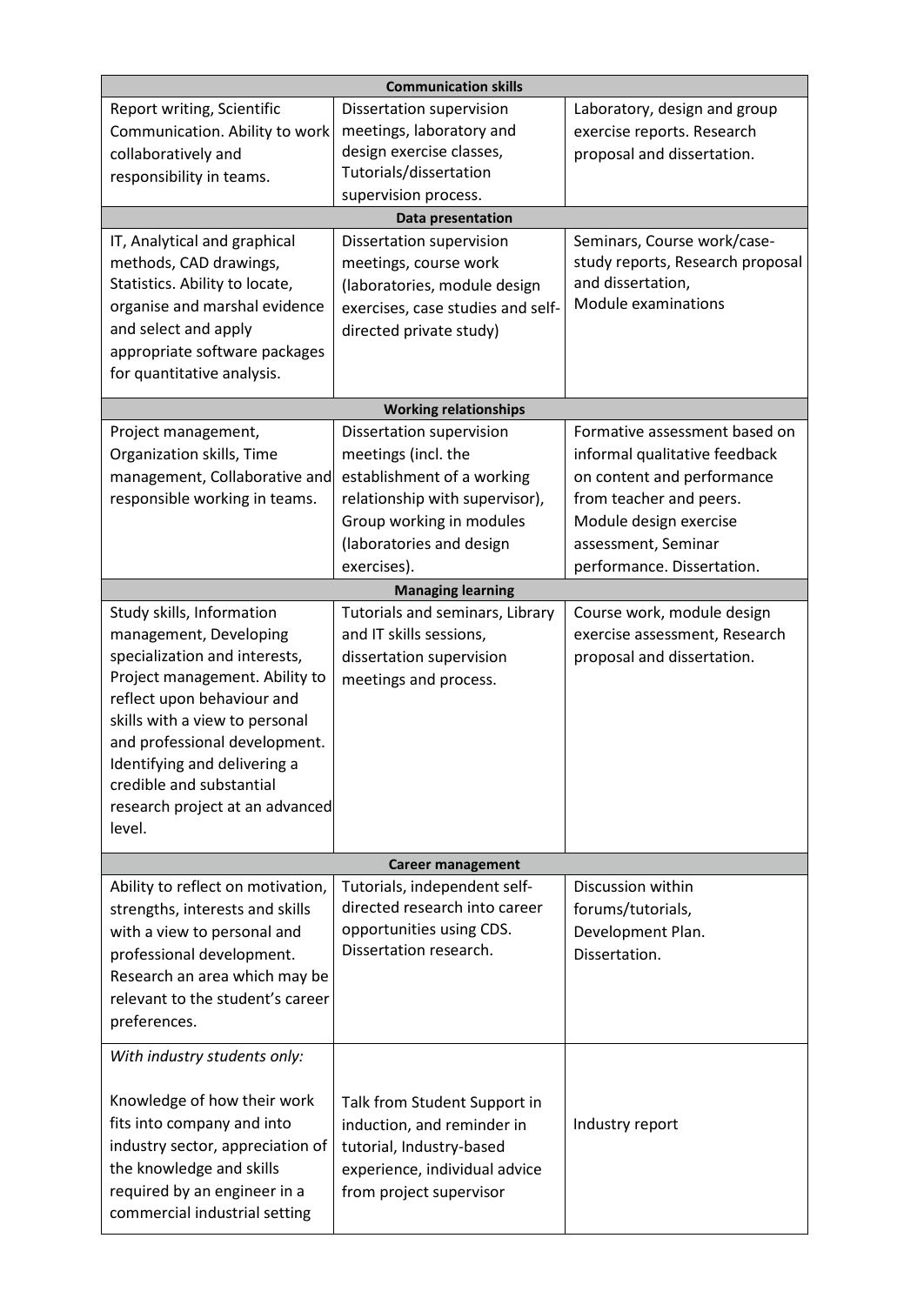| **Communication skills** | | |
|---|---|---|
| Report writing, Scientific Communication. Ability to work collaboratively and responsibility in teams. | Dissertation supervision meetings, laboratory and design exercise classes, Tutorials/dissertation supervision process. | Laboratory, design and group exercise reports. Research proposal and dissertation. |
| **Data presentation** | | |
| IT, Analytical and graphical methods, CAD drawings, Statistics. Ability to locate, organise and marshal evidence and select and apply appropriate software packages for quantitative analysis. | Dissertation supervision meetings, course work (laboratories, module design exercises, case studies and self-directed private study) | Seminars, Course work/case-study reports, Research proposal and dissertation, Module examinations |
| **Working relationships** | | |
| Project management, Organization skills, Time management, Collaborative and responsible working in teams. | Dissertation supervision meetings (incl. the establishment of a working relationship with supervisor), Group working in modules (laboratories and design exercises). | Formative assessment based on informal qualitative feedback on content and performance from teacher and peers. Module design exercise assessment, Seminar performance. Dissertation. |
| **Managing learning** | | |
| Study skills, Information management, Developing specialization and interests, Project management. Ability to reflect upon behaviour and skills with a view to personal and professional development. Identifying and delivering a credible and substantial research project at an advanced level. | Tutorials and seminars, Library and IT skills sessions, dissertation supervision meetings and process. | Course work, module design exercise assessment, Research proposal and dissertation. |
| **Career management** | | |
| Ability to reflect on motivation, strengths, interests and skills with a view to personal and professional development. Research an area which may be relevant to the student's career preferences. | Tutorials, independent self-directed research into career opportunities using CDS. Dissertation research. | Discussion within forums/tutorials, Development Plan. Dissertation. |
| *With industry students only:* Knowledge of how their work fits into company and into industry sector, appreciation of the knowledge and skills required by an engineer in a commercial industrial setting | Talk from Student Support in induction, and reminder in tutorial, Industry-based experience, individual advice from project supervisor | Industry report |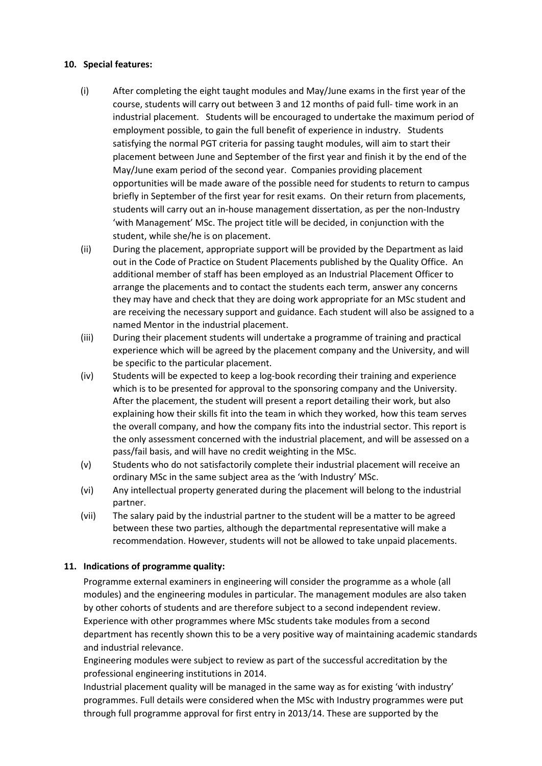**10. Special features:**

(i) After completing the eight taught modules and May/June exams in the first year of the course, students will carry out between 3 and 12 months of paid full- time work in an industrial placement. Students will be encouraged to undertake the maximum period of employment possible, to gain the full benefit of experience in industry. Students satisfying the normal PGT criteria for passing taught modules, will aim to start their placement between June and September of the first year and finish it by the end of the May/June exam period of the second year. Companies providing placement opportunities will be made aware of the possible need for students to return to campus briefly in September of the first year for resit exams. On their return from placements, students will carry out an in-house management dissertation, as per the non-Industry 'with Management' MSc. The project title will be decided, in conjunction with the student, while she/he is on placement.

(ii) During the placement, appropriate support will be provided by the Department as laid out in the Code of Practice on Student Placements published by the Quality Office. An additional member of staff has been employed as an Industrial Placement Officer to arrange the placements and to contact the students each term, answer any concerns they may have and check that they are doing work appropriate for an MSc student and are receiving the necessary support and guidance. Each student will also be assigned to a named Mentor in the industrial placement.

(iii) During their placement students will undertake a programme of training and practical experience which will be agreed by the placement company and the University, and will be specific to the particular placement.

(iv) Students will be expected to keep a log-book recording their training and experience which is to be presented for approval to the sponsoring company and the University. After the placement, the student will present a report detailing their work, but also explaining how their skills fit into the team in which they worked, how this team serves the overall company, and how the company fits into the industrial sector. This report is the only assessment concerned with the industrial placement, and will be assessed on a pass/fail basis, and will have no credit weighting in the MSc.

(v) Students who do not satisfactorily complete their industrial placement will receive an ordinary MSc in the same subject area as the 'with Industry' MSc.

(vi) Any intellectual property generated during the placement will belong to the industrial partner.

(vii) The salary paid by the industrial partner to the student will be a matter to be agreed between these two parties, although the departmental representative will make a recommendation. However, students will not be allowed to take unpaid placements.

**11. Indications of programme quality:**

Programme external examiners in engineering will consider the programme as a whole (all modules) and the engineering modules in particular. The management modules are also taken by other cohorts of students and are therefore subject to a second independent review. Experience with other programmes where MSc students take modules from a second department has recently shown this to be a very positive way of maintaining academic standards and industrial relevance.

Engineering modules were subject to review as part of the successful accreditation by the professional engineering institutions in 2014.

Industrial placement quality will be managed in the same way as for existing 'with industry' programmes. Full details were considered when the MSc with Industry programmes were put through full programme approval for first entry in 2013/14. These are supported by the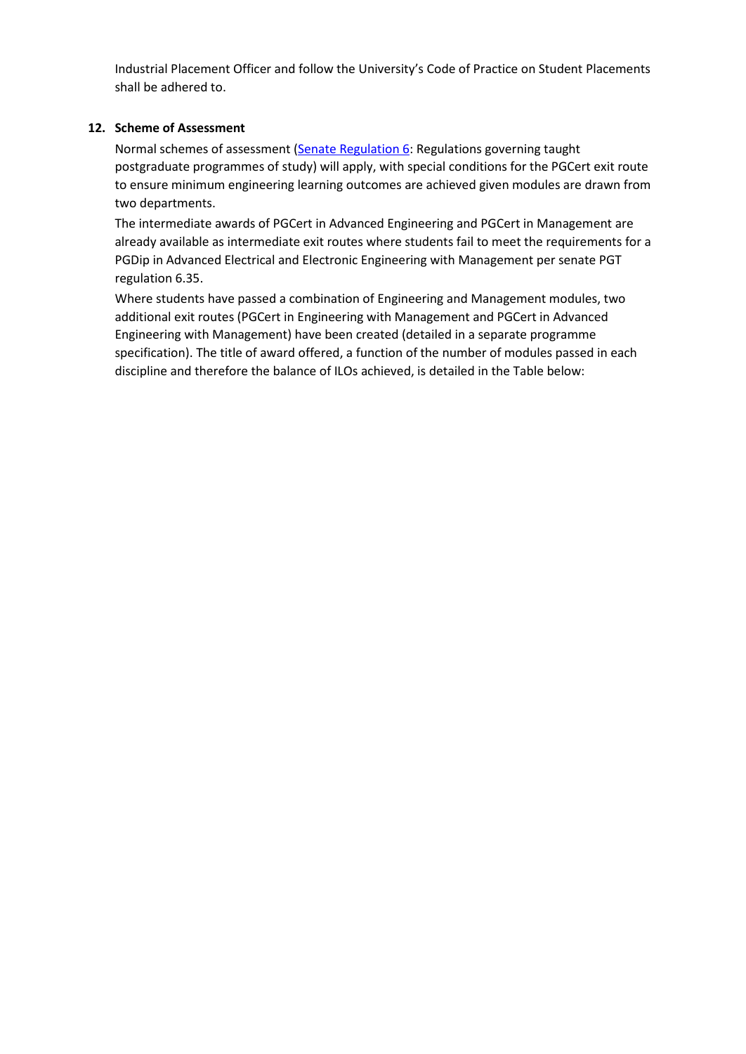Industrial Placement Officer and follow the University's Code of Practice on Student Placements shall be adhered to.

## 12. Scheme of Assessment

Normal schemes of assessment (Senate Regulation 6: Regulations governing taught postgraduate programmes of study) will apply, with special conditions for the PGCert exit route to ensure minimum engineering learning outcomes are achieved given modules are drawn from two departments.

The intermediate awards of PGCert in Advanced Engineering and PGCert in Management are already available as intermediate exit routes where students fail to meet the requirements for a PGDip in Advanced Electrical and Electronic Engineering with Management per senate PGT regulation 6.35.

Where students have passed a combination of Engineering and Management modules, two additional exit routes (PGCert in Engineering with Management and PGCert in Advanced Engineering with Management) have been created (detailed in a separate programme specification). The title of award offered, a function of the number of modules passed in each discipline and therefore the balance of ILOs achieved, is detailed in the Table below: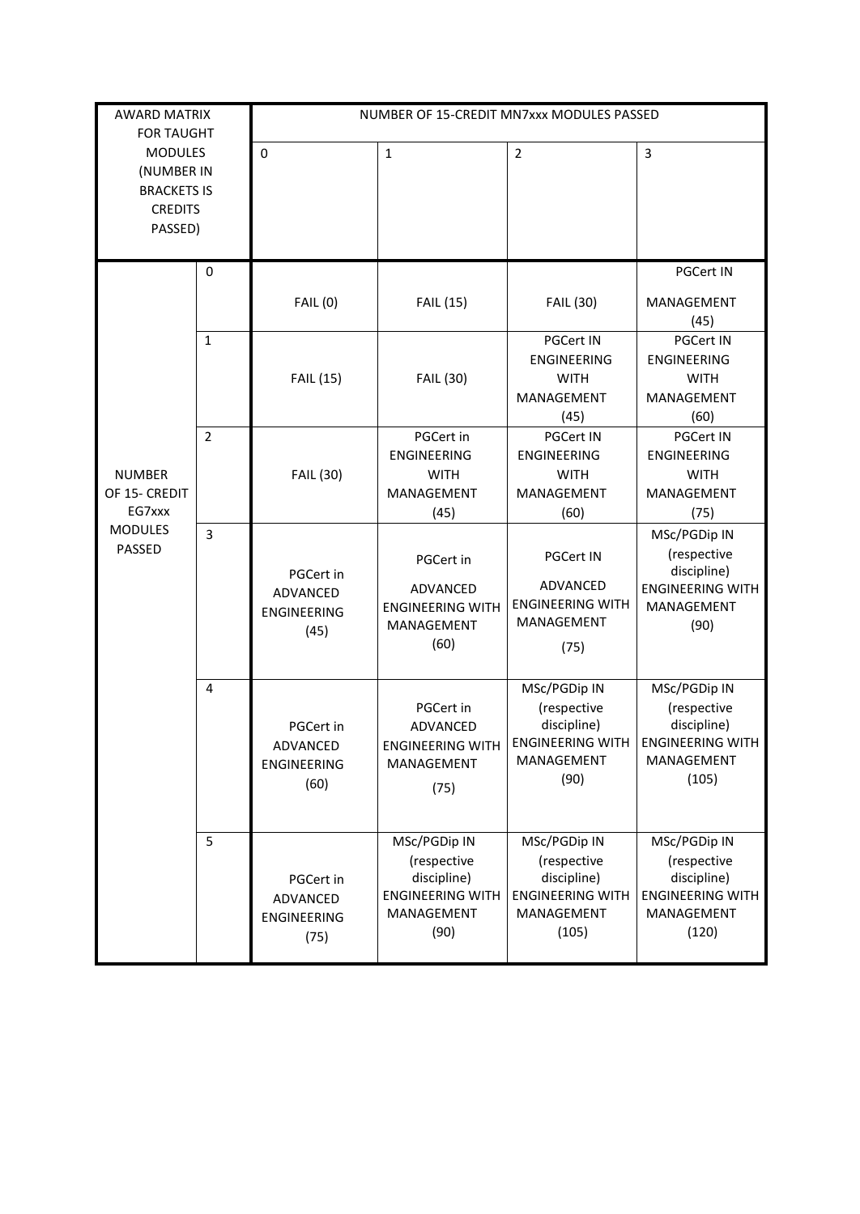| AWARD MATRIX FOR TAUGHT MODULES (NUMBER IN BRACKETS IS CREDITS PASSED) | | NUMBER OF 15-CREDIT MN7xxx MODULES PASSED | | | |
|---|---|---|---|---|---|
| | | 0 | 1 | 2 | 3 |
| NUMBER OF 15- CREDIT EG7xxx MODULES PASSED | 0 | FAIL (0) | FAIL (15) | FAIL (30) | PGCert IN MANAGEMENT (45) |
| | 1 | FAIL (15) | FAIL (30) | PGCert IN ENGINEERING WITH MANAGEMENT (45) | PGCert IN ENGINEERING WITH MANAGEMENT (60) |
| | 2 | FAIL (30) | PGCert in ENGINEERING WITH MANAGEMENT (45) | PGCert IN ENGINEERING WITH MANAGEMENT (60) | PGCert IN ENGINEERING WITH MANAGEMENT (75) |
| | 3 | PGCert in ADVANCED ENGINEERING (45) | PGCert in ADVANCED ENGINEERING WITH MANAGEMENT (60) | PGCert IN ADVANCED ENGINEERING WITH MANAGEMENT (75) | MSc/PGDip IN (respective discipline) ENGINEERING WITH MANAGEMENT (90) |
| | 4 | PGCert in ADVANCED ENGINEERING (60) | PGCert in ADVANCED ENGINEERING WITH MANAGEMENT (75) | MSc/PGDip IN (respective discipline) ENGINEERING WITH MANAGEMENT (90) | MSc/PGDip IN (respective discipline) ENGINEERING WITH MANAGEMENT (105) |
| | 5 | PGCert in ADVANCED ENGINEERING (75) | MSc/PGDip IN (respective discipline) ENGINEERING WITH MANAGEMENT (90) | MSc/PGDip IN (respective discipline) ENGINEERING WITH MANAGEMENT (105) | MSc/PGDip IN (respective discipline) ENGINEERING WITH MANAGEMENT (120) |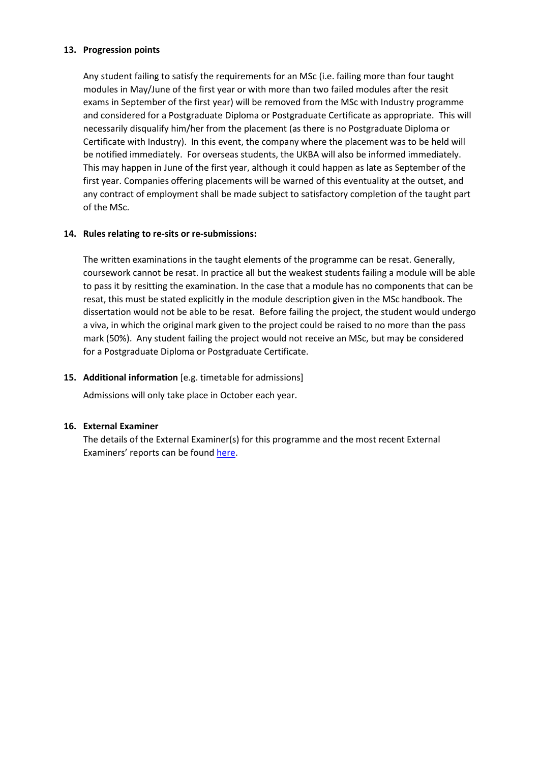**13. Progression points**

Any student failing to satisfy the requirements for an MSc (i.e. failing more than four taught modules in May/June of the first year or with more than two failed modules after the resit exams in September of the first year) will be removed from the MSc with Industry programme and considered for a Postgraduate Diploma or Postgraduate Certificate as appropriate. This will necessarily disqualify him/her from the placement (as there is no Postgraduate Diploma or Certificate with Industry). In this event, the company where the placement was to be held will be notified immediately. For overseas students, the UKBA will also be informed immediately. This may happen in June of the first year, although it could happen as late as September of the first year. Companies offering placements will be warned of this eventuality at the outset, and any contract of employment shall be made subject to satisfactory completion of the taught part of the MSc.

**14. Rules relating to re-sits or re-submissions:**

The written examinations in the taught elements of the programme can be resat. Generally, coursework cannot be resat. In practice all but the weakest students failing a module will be able to pass it by resitting the examination. In the case that a module has no components that can be resat, this must be stated explicitly in the module description given in the MSc handbook. The dissertation would not be able to be resat. Before failing the project, the student would undergo a viva, in which the original mark given to the project could be raised to no more than the pass mark (50%). Any student failing the project would not receive an MSc, but may be considered for a Postgraduate Diploma or Postgraduate Certificate.

**15. Additional information** [e.g. timetable for admissions]

Admissions will only take place in October each year.

**16. External Examiner**

The details of the External Examiner(s) for this programme and the most recent External Examiners' reports can be found here.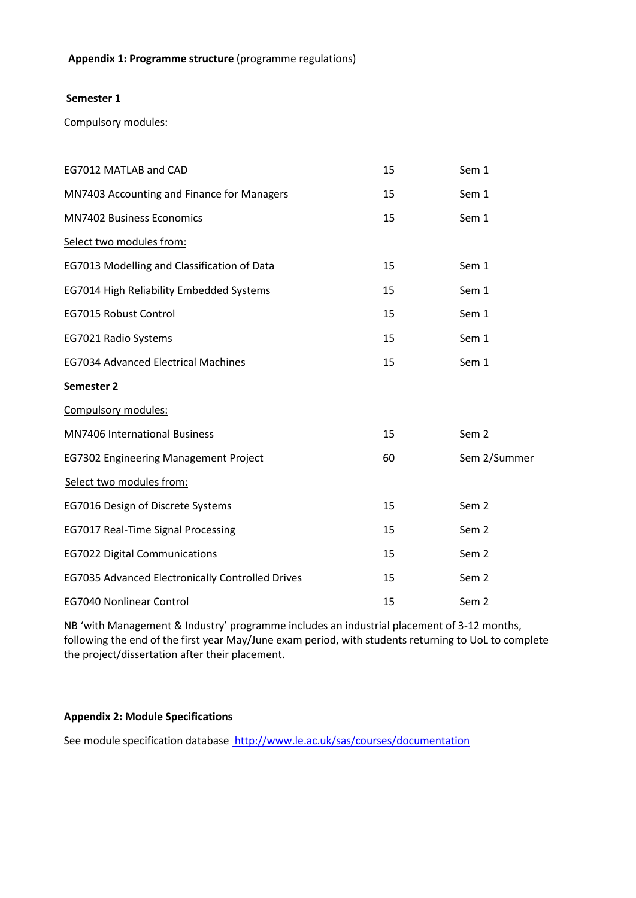**Appendix 1: Programme structure** (programme regulations)

**Semester 1**

Compulsory modules:

| | | |
|---|---|---|
| EG7012 MATLAB and CAD | 15 | Sem 1 |
| MN7403 Accounting and Finance for Managers | 15 | Sem 1 |
| MN7402 Business Economics | 15 | Sem 1 |
| Select two modules from: | | |
| EG7013 Modelling and Classification of Data | 15 | Sem 1 |
| EG7014 High Reliability Embedded Systems | 15 | Sem 1 |
| EG7015 Robust Control | 15 | Sem 1 |
| EG7021 Radio Systems | 15 | Sem 1 |
| EG7034 Advanced Electrical Machines | 15 | Sem 1 |
| **Semester 2** | | |
| Compulsory modules: | | |
| MN7406 International Business | 15 | Sem 2 |
| EG7302 Engineering Management Project | 60 | Sem 2/Summer |
| Select two modules from: | | |
| EG7016 Design of Discrete Systems | 15 | Sem 2 |
| EG7017 Real-Time Signal Processing | 15 | Sem 2 |
| EG7022 Digital Communications | 15 | Sem 2 |
| EG7035 Advanced Electronically Controlled Drives | 15 | Sem 2 |
| EG7040 Nonlinear Control | 15 | Sem 2 |

NB 'with Management & Industry' programme includes an industrial placement of 3-12 months, following the end of the first year May/June exam period, with students returning to UoL to complete the project/dissertation after their placement.

**Appendix 2: Module Specifications**

See module specification database http://www.le.ac.uk/sas/courses/documentation